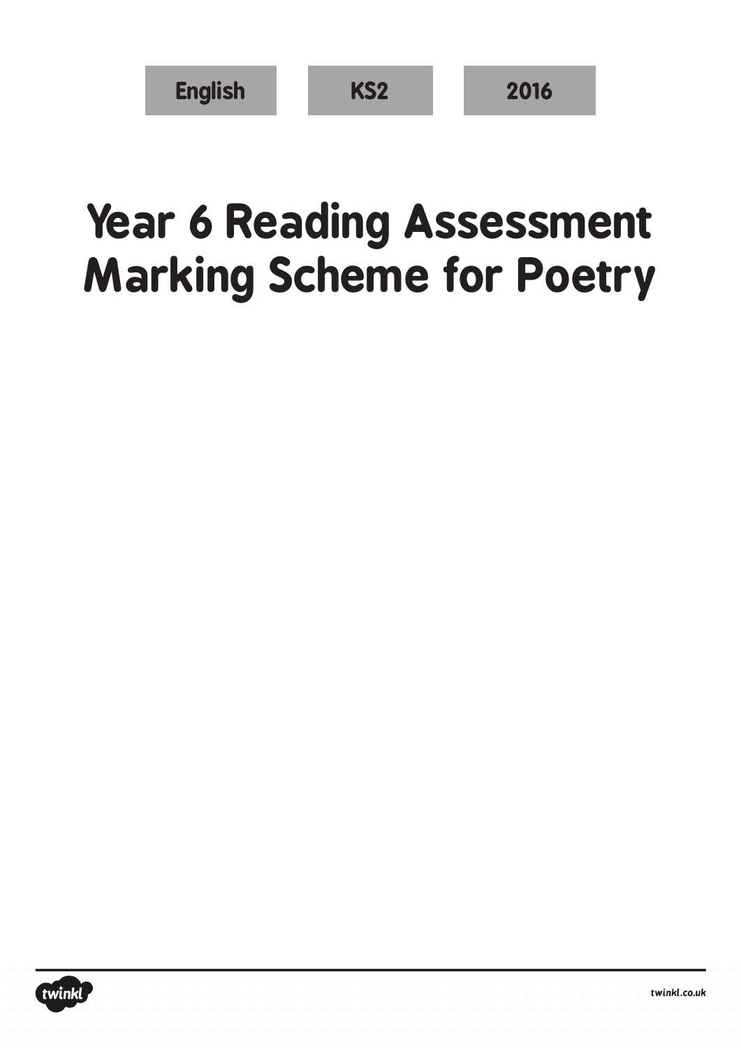English | KS2 | 2016

# Year 6 Reading Assessment Marking Scheme for Poetry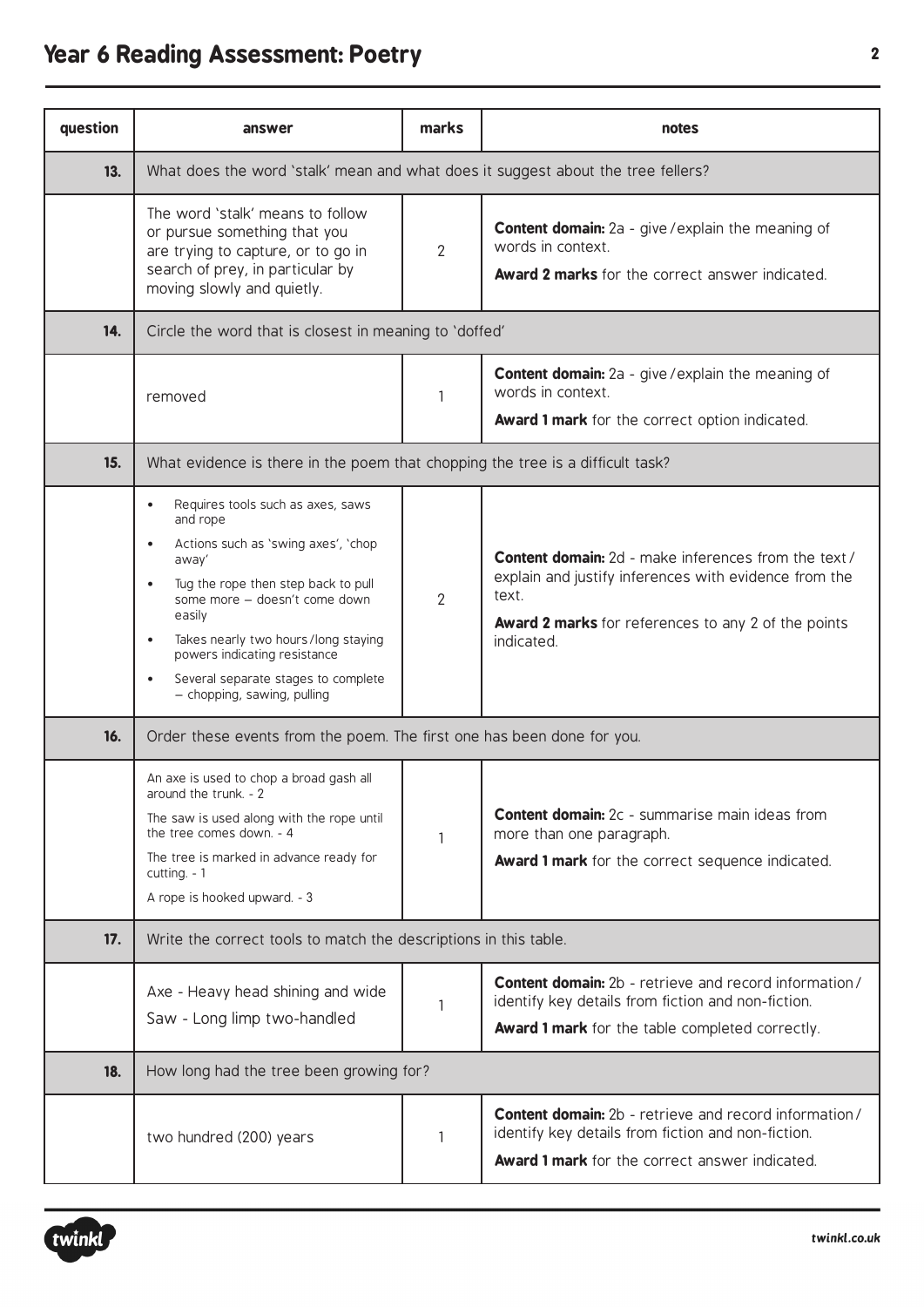# Year 6 Reading Assessment: Poetry

| question | answer | marks | notes |
|---|---|---|---|
| **13.** | What does the word 'stalk' mean and what does it suggest about the tree fellers? | | |
| | The word 'stalk' means to follow or pursue something that you are trying to capture, or to go in search of prey, in particular by moving slowly and quietly. | 2 | **Content domain:** 2a - give/explain the meaning of words in context. **Award 2 marks** for the correct answer indicated. |
| **14.** | Circle the word that is closest in meaning to 'doffed' | | |
| | removed | 1 | **Content domain:** 2a - give/explain the meaning of words in context. **Award 1 mark** for the correct option indicated. |
| **15.** | What evidence is there in the poem that chopping the tree is a difficult task? | | |
| | • Requires tools such as axes, saws and rope<br>• Actions such as 'swing axes', 'chop away'<br>• Tug the rope then step back to pull some more – doesn't come down easily<br>• Takes nearly two hours/long staying powers indicating resistance<br>• Several separate stages to complete – chopping, sawing, pulling | 2 | **Content domain:** 2d - make inferences from the text/explain and justify inferences with evidence from the text. **Award 2 marks** for references to any 2 of the points indicated. |
| **16.** | Order these events from the poem. The first one has been done for you. | | |
| | An axe is used to chop a broad gash all around the trunk. - 2<br>The saw is used along with the rope until the tree comes down. - 4<br>The tree is marked in advance ready for cutting. - 1<br>A rope is hooked upward. - 3 | 1 | **Content domain:** 2c - summarise main ideas from more than one paragraph. **Award 1 mark** for the correct sequence indicated. |
| **17.** | Write the correct tools to match the descriptions in this table. | | |
| | Axe - Heavy head shining and wide<br>Saw - Long limp two-handled | 1 | **Content domain:** 2b - retrieve and record information/identify key details from fiction and non-fiction. **Award 1 mark** for the table completed correctly. |
| **18.** | How long had the tree been growing for? | | |
| | two hundred (200) years | 1 | **Content domain:** 2b - retrieve and record information/identify key details from fiction and non-fiction. **Award 1 mark** for the correct answer indicated. |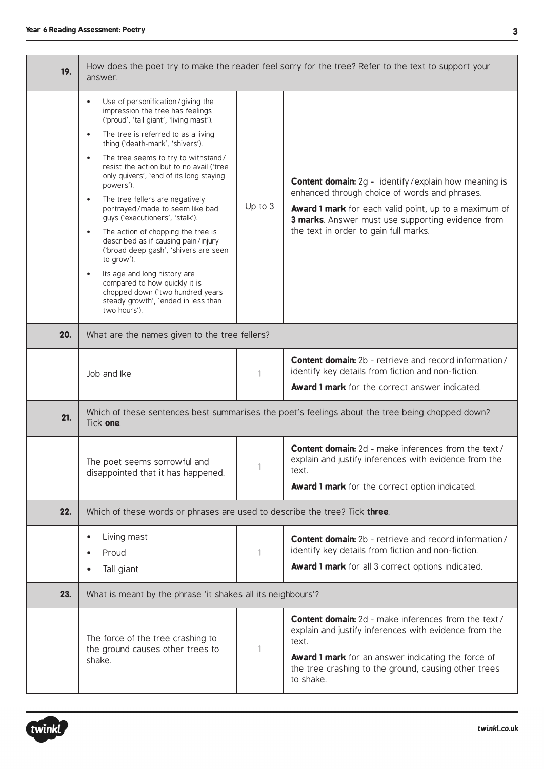| | | | |
|---|---|---|---|
| **19.** | How does the poet try to make the reader feel sorry for the tree? Refer to the text to support your answer. | | |
| | • Use of personification/giving the impression the tree has feelings ('proud', 'tall giant', 'living mast').<br>• The tree is referred to as a living thing ('death-mark', 'shivers').<br>• The tree seems to try to withstand/resist the action but to no avail ('tree only quivers', 'end of its long staying powers').<br>• The tree fellers are negatively portrayed/made to seem like bad guys ('executioners', 'stalk').<br>• The action of chopping the tree is described as if causing pain/injury ('broad deep gash', 'shivers are seen to grow').<br>• Its age and long history are compared to how quickly it is chopped down ('two hundred years steady growth', 'ended in less than two hours'). | Up to 3 | **Content domain:** 2g - identify/explain how meaning is enhanced through choice of words and phrases.<br>**Award 1 mark** for each valid point, up to a maximum of **3 marks**. Answer must use supporting evidence from the text in order to gain full marks. |
| **20.** | What are the names given to the tree fellers? | | |
| | Job and Ike | 1 | **Content domain:** 2b - retrieve and record information/identify key details from fiction and non-fiction.<br>**Award 1 mark** for the correct answer indicated. |
| **21.** | Which of these sentences best summarises the poet's feelings about the tree being chopped down? Tick **one**. | | |
| | The poet seems sorrowful and disappointed that it has happened. | 1 | **Content domain:** 2d - make inferences from the text/explain and justify inferences with evidence from the text.<br>**Award 1 mark** for the correct option indicated. |
| **22.** | Which of these words or phrases are used to describe the tree? Tick **three**. | | |
| | • Living mast<br>• Proud<br>• Tall giant | 1 | **Content domain:** 2b - retrieve and record information/identify key details from fiction and non-fiction.<br>**Award 1 mark** for all 3 correct options indicated. |
| **23.** | What is meant by the phrase 'it shakes all its neighbours'? | | |
| | The force of the tree crashing to the ground causes other trees to shake. | 1 | **Content domain:** 2d - make inferences from the text/explain and justify inferences with evidence from the text.<br>**Award 1 mark** for an answer indicating the force of the tree crashing to the ground, causing other trees to shake. |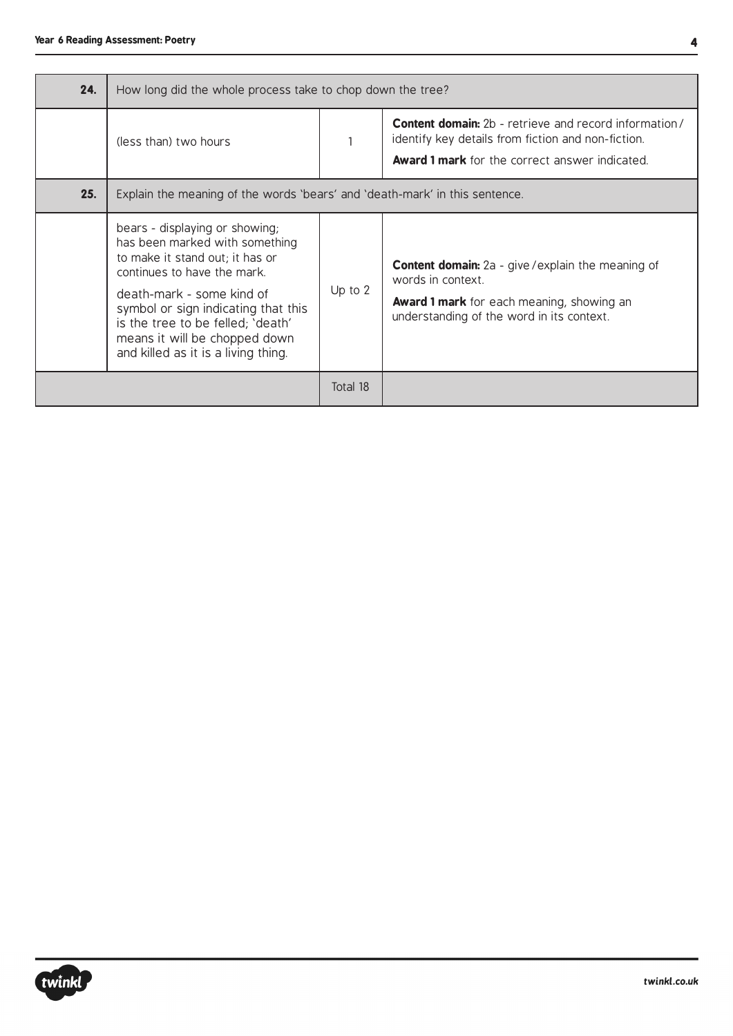| | | | |
|---|---|---|---|
| **24.** | How long did the whole process take to chop down the tree? | | |
| | (less than) two hours | 1 | **Content domain:** 2b - retrieve and record information / identify key details from fiction and non-fiction.<br>**Award 1 mark** for the correct answer indicated. |
| **25.** | Explain the meaning of the words 'bears' and 'death-mark' in this sentence. | | |
| | bears - displaying or showing; has been marked with something to make it stand out; it has or continues to have the mark.<br>death-mark - some kind of symbol or sign indicating that this is the tree to be felled; 'death' means it will be chopped down and killed as it is a living thing. | Up to 2 | **Content domain:** 2a - give / explain the meaning of words in context.<br>**Award 1 mark** for each meaning, showing an understanding of the word in its context. |
| | | Total 18 | |